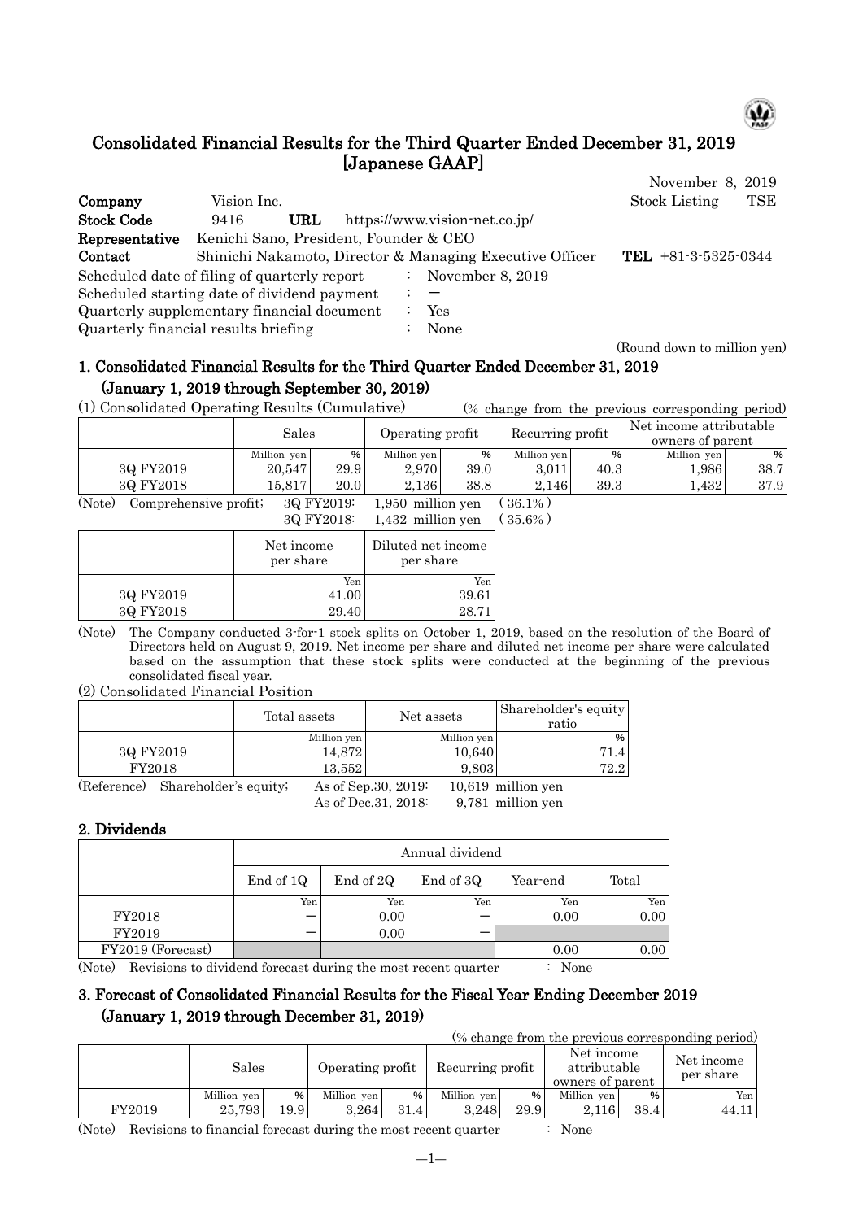# Consolidated Financial Results for the Third Quarter Ended December 31, 2019 [Japanese GAAP]

November 8, 2019

| | | | |
|---|---|---|---|
| **Company** | Vision Inc. | Stock Listing | TSE |
| **Stock Code** | 9416 **URL** https://www.vision-net.co.jp/ | | |
| **Representative** | Kenichi Sano, President, Founder & CEO | | |
| **Contact** | Shinichi Nakamoto, Director & Managing Executive Officer | **TEL** | +81-3-5325-0344 |

Scheduled date of filing of quarterly report : November 8, 2019
Scheduled starting date of dividend payment : —
Quarterly supplementary financial document : Yes
Quarterly financial results briefing : None

(Round down to million yen)

## 1. Consolidated Financial Results for the Third Quarter Ended December 31, 2019 (January 1, 2019 through September 30, 2019)

(1) Consolidated Operating Results (Cumulative) (% change from the previous corresponding period)

| | Sales | | Operating profit | | Recurring profit | | Net income attributable owners of parent | |
|---|---|---|---|---|---|---|---|---|
| | Million yen | % | Million yen | % | Million yen | % | Million yen | % |
| 3Q FY2019 | 20,547 | 29.9 | 2,970 | 39.0 | 3,011 | 40.3 | 1,986 | 38.7 |
| 3Q FY2018 | 15,817 | 20.0 | 2,136 | 38.8 | 2,146 | 39.3 | 1,432 | 37.9 |

(Note) Comprehensive profit; 3Q FY2019: 1,950 million yen ( 36.1% )
3Q FY2018: 1,432 million yen ( 35.6% )

| | Net income per share | Diluted net income per share |
|---|---|---|
| | Yen | Yen |
| 3Q FY2019 | 41.00 | 39.61 |
| 3Q FY2018 | 29.40 | 28.71 |

(Note) The Company conducted 3-for-1 stock splits on October 1, 2019, based on the resolution of the Board of Directors held on August 9, 2019. Net income per share and diluted net income per share were calculated based on the assumption that these stock splits were conducted at the beginning of the previous consolidated fiscal year.

(2) Consolidated Financial Position

| | Total assets | Net assets | Shareholder's equity ratio |
|---|---|---|---|
| | Million yen | Million yen | % |
| 3Q FY2019 | 14,872 | 10,640 | 71.4 |
| FY2018 | 13,552 | 9,803 | 72.2 |

(Reference) Shareholder's equity; As of Sep.30, 2019: 10,619 million yen
As of Dec.31, 2018: 9,781 million yen

## 2. Dividends

| | Annual dividend | | | | |
|---|---|---|---|---|---|
| | End of 1Q | End of 2Q | End of 3Q | Year-end | Total |
| | Yen | Yen | Yen | Yen | Yen |
| FY2018 | — | 0.00 | — | 0.00 | 0.00 |
| FY2019 | — | 0.00 | — | | |
| FY2019 (Forecast) | | | | 0.00 | 0.00 |

(Note) Revisions to dividend forecast during the most recent quarter : None

## 3. Forecast of Consolidated Financial Results for the Fiscal Year Ending December 2019 (January 1, 2019 through December 31, 2019)

(% change from the previous corresponding period)

| | Sales | | Operating profit | | Recurring profit | | Net income attributable owners of parent | | Net income per share |
|---|---|---|---|---|---|---|---|---|---|
| | Million yen | % | Million yen | % | Million yen | % | Million yen | % | Yen |
| FY2019 | 25,793 | 19.9 | 3,264 | 31.4 | 3,248 | 29.9 | 2,116 | 38.4 | 44.11 |

(Note) Revisions to financial forecast during the most recent quarter : None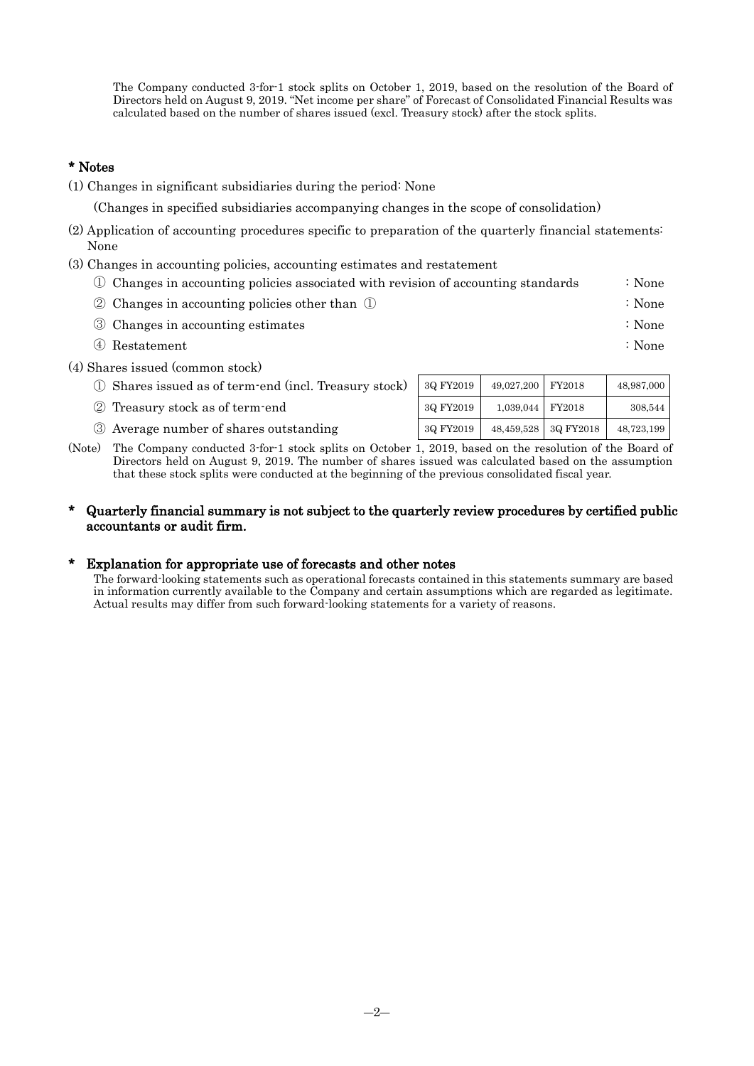The Company conducted 3-for-1 stock splits on October 1, 2019, based on the resolution of the Board of Directors held on August 9, 2019. "Net income per share" of Forecast of Consolidated Financial Results was calculated based on the number of shares issued (excl. Treasury stock) after the stock splits.

## * Notes

(1) Changes in significant subsidiaries during the period: None

(Changes in specified subsidiaries accompanying changes in the scope of consolidation)

(2) Application of accounting procedures specific to preparation of the quarterly financial statements: None

(3) Changes in accounting policies, accounting estimates and restatement

① Changes in accounting policies associated with revision of accounting standards : None

② Changes in accounting policies other than ① : None

③ Changes in accounting estimates : None

④ Restatement : None

(4) Shares issued (common stock)

| | | | | |
|---|---|---|---|---|
| ① Shares issued as of term-end (incl. Treasury stock) | 3Q FY2019 | 49,027,200 | FY2018 | 48,987,000 |
| ② Treasury stock as of term-end | 3Q FY2019 | 1,039,044 | FY2018 | 308,544 |
| ③ Average number of shares outstanding | 3Q FY2019 | 48,459,528 | 3Q FY2018 | 48,723,199 |

(Note) The Company conducted 3-for-1 stock splits on October 1, 2019, based on the resolution of the Board of Directors held on August 9, 2019. The number of shares issued was calculated based on the assumption that these stock splits were conducted at the beginning of the previous consolidated fiscal year.

## * Quarterly financial summary is not subject to the quarterly review procedures by certified public accountants or audit firm.

## * Explanation for appropriate use of forecasts and other notes

The forward-looking statements such as operational forecasts contained in this statements summary are based in information currently available to the Company and certain assumptions which are regarded as legitimate. Actual results may differ from such forward-looking statements for a variety of reasons.